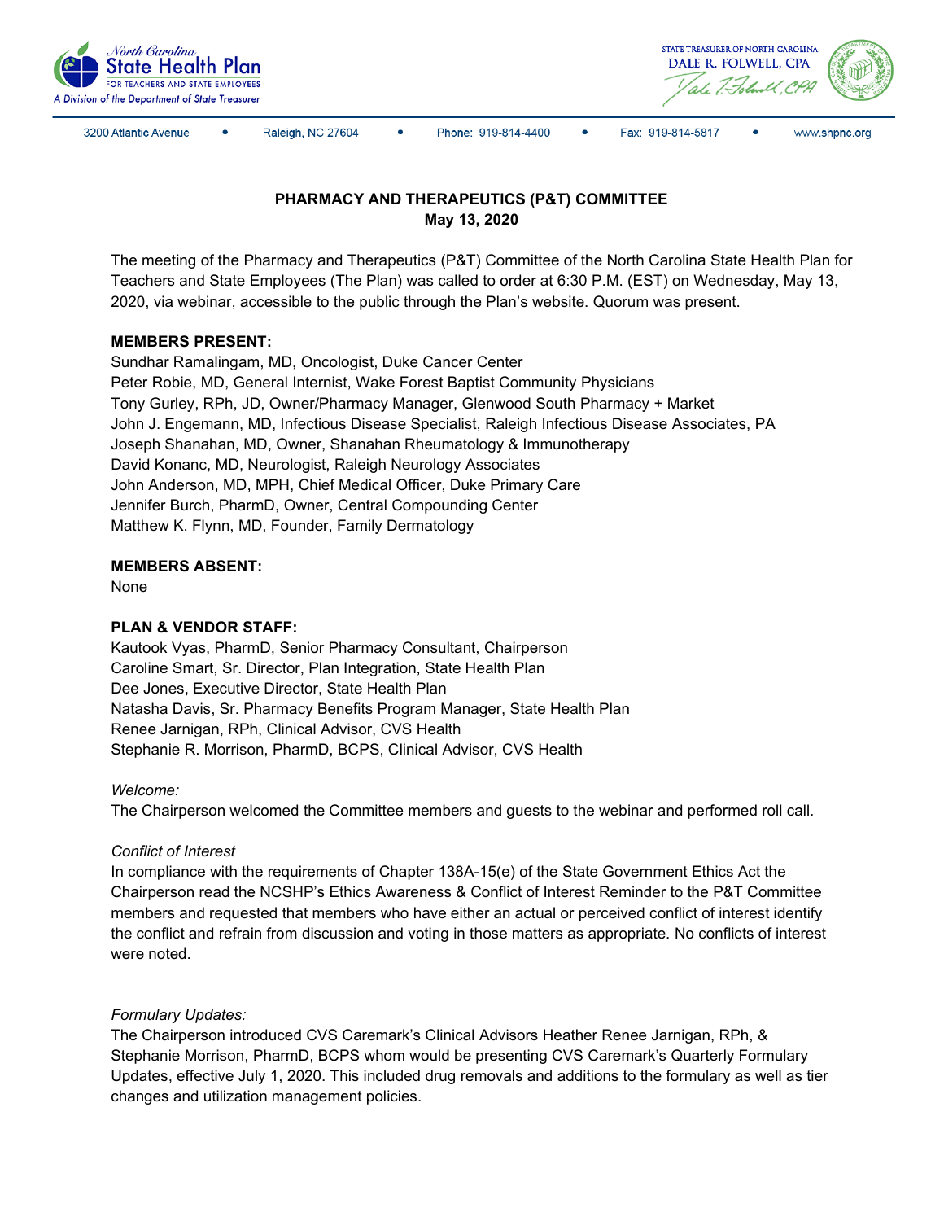North Carolina State Health Plan FOR TEACHERS AND STATE EMPLOYEES
A Division of the Department of State Treasurer

STATE TREASURER OF NORTH CAROLINA
DALE R. FOLWELL, CPA

3200 Atlantic Avenue • Raleigh, NC 27604 • Phone: 919-814-4400 • Fax: 919-814-5817 • www.shpnc.org

**PHARMACY AND THERAPEUTICS (P&T) COMMITTEE**
**May 13, 2020**

The meeting of the Pharmacy and Therapeutics (P&T) Committee of the North Carolina State Health Plan for Teachers and State Employees (The Plan) was called to order at 6:30 P.M. (EST) on Wednesday, May 13, 2020, via webinar, accessible to the public through the Plan's website. Quorum was present.

**MEMBERS PRESENT:**
Sundhar Ramalingam, MD, Oncologist, Duke Cancer Center
Peter Robie, MD, General Internist, Wake Forest Baptist Community Physicians
Tony Gurley, RPh, JD, Owner/Pharmacy Manager, Glenwood South Pharmacy + Market
John J. Engemann, MD, Infectious Disease Specialist, Raleigh Infectious Disease Associates, PA
Joseph Shanahan, MD, Owner, Shanahan Rheumatology & Immunotherapy
David Konanc, MD, Neurologist, Raleigh Neurology Associates
John Anderson, MD, MPH, Chief Medical Officer, Duke Primary Care
Jennifer Burch, PharmD, Owner, Central Compounding Center
Matthew K. Flynn, MD, Founder, Family Dermatology

**MEMBERS ABSENT:**
None

**PLAN & VENDOR STAFF:**
Kautook Vyas, PharmD, Senior Pharmacy Consultant, Chairperson
Caroline Smart, Sr. Director, Plan Integration, State Health Plan
Dee Jones, Executive Director, State Health Plan
Natasha Davis, Sr. Pharmacy Benefits Program Manager, State Health Plan
Renee Jarnigan, RPh, Clinical Advisor, CVS Health
Stephanie R. Morrison, PharmD, BCPS, Clinical Advisor, CVS Health

*Welcome:*
The Chairperson welcomed the Committee members and guests to the webinar and performed roll call.

*Conflict of Interest*
In compliance with the requirements of Chapter 138A-15(e) of the State Government Ethics Act the Chairperson read the NCSHP's Ethics Awareness & Conflict of Interest Reminder to the P&T Committee members and requested that members who have either an actual or perceived conflict of interest identify the conflict and refrain from discussion and voting in those matters as appropriate. No conflicts of interest were noted.

*Formulary Updates:*
The Chairperson introduced CVS Caremark's Clinical Advisors Heather Renee Jarnigan, RPh, & Stephanie Morrison, PharmD, BCPS whom would be presenting CVS Caremark's Quarterly Formulary Updates, effective July 1, 2020. This included drug removals and additions to the formulary as well as tier changes and utilization management policies.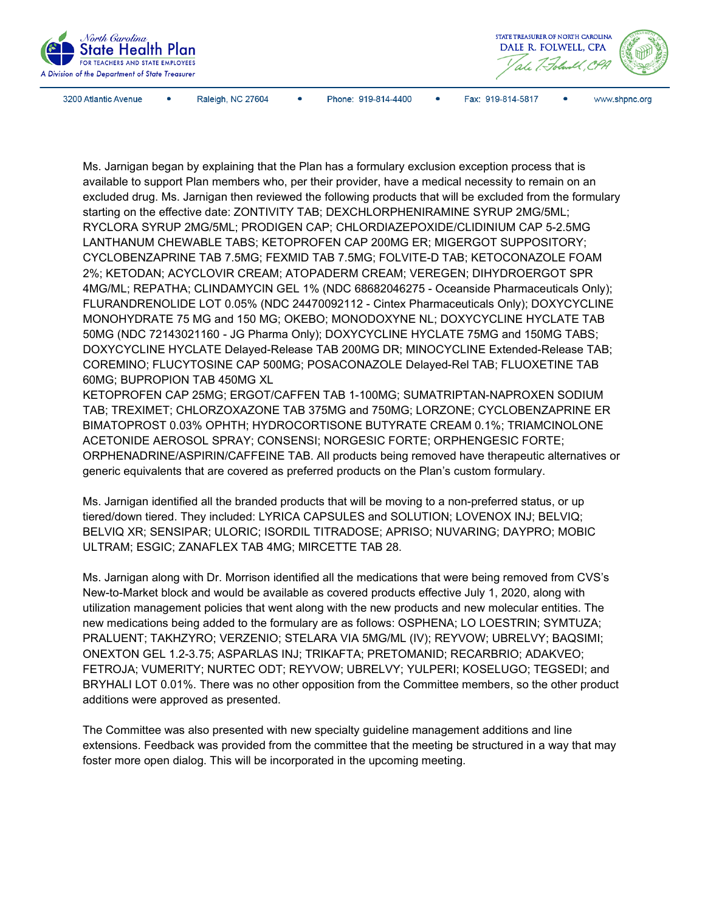Ms. Jarnigan began by explaining that the Plan has a formulary exclusion exception process that is available to support Plan members who, per their provider, have a medical necessity to remain on an excluded drug. Ms. Jarnigan then reviewed the following products that will be excluded from the formulary starting on the effective date: ZONTIVITY TAB; DEXCHLORPHENIRAMINE SYRUP 2MG/5ML; RYCLORA SYRUP 2MG/5ML; PRODIGEN CAP; CHLORDIAZEPOXIDE/CLIDINIUM CAP 5-2.5MG LANTHANUM CHEWABLE TABS; KETOPROFEN CAP 200MG ER; MIGERGOT SUPPOSITORY; CYCLOBENZAPRINE TAB 7.5MG; FEXMID TAB 7.5MG; FOLVITE-D TAB; KETOCONAZOLE FOAM 2%; KETODAN; ACYCLOVIR CREAM; ATOPADERM CREAM; VEREGEN; DIHYDROERGOT SPR 4MG/ML; REPATHA; CLINDAMYCIN GEL 1% (NDC 68682046275 - Oceanside Pharmaceuticals Only); FLURANDRENOLIDE LOT 0.05% (NDC 24470092112 - Cintex Pharmaceuticals Only); DOXYCYCLINE MONOHYDRATE 75 MG and 150 MG; OKEBO; MONODOXYNE NL; DOXYCYCLINE HYCLATE TAB 50MG (NDC 72143021160 - JG Pharma Only); DOXYCYCLINE HYCLATE 75MG and 150MG TABS; DOXYCYCLINE HYCLATE Delayed-Release TAB 200MG DR; MINOCYCLINE Extended-Release TAB; COREMINO; FLUCYTOSINE CAP 500MG; POSACONAZOLE Delayed-Rel TAB; FLUOXETINE TAB 60MG; BUPROPION TAB 450MG XL KETOPROFEN CAP 25MG; ERGOT/CAFFEN TAB 1-100MG; SUMATRIPTAN-NAPROXEN SODIUM TAB; TREXIMET; CHLORZOXAZONE TAB 375MG and 750MG; LORZONE; CYCLOBENZAPRINE ER BIMATOPROST 0.03% OPHTH; HYDROCORTISONE BUTYRATE CREAM 0.1%; TRIAMCINOLONE ACETONIDE AEROSOL SPRAY; CONSENSI; NORGESIC FORTE; ORPHENGESIC FORTE; ORPHENADRINE/ASPIRIN/CAFFEINE TAB. All products being removed have therapeutic alternatives or generic equivalents that are covered as preferred products on the Plan's custom formulary.

Ms. Jarnigan identified all the branded products that will be moving to a non-preferred status, or up tiered/down tiered. They included: LYRICA CAPSULES and SOLUTION; LOVENOX INJ; BELVIQ; BELVIQ XR; SENSIPAR; ULORIC; ISORDIL TITRADOSE; APRISO; NUVARING; DAYPRO; MOBIC ULTRAM; ESGIC; ZANAFLEX TAB 4MG; MIRCETTE TAB 28.

Ms. Jarnigan along with Dr. Morrison identified all the medications that were being removed from CVS's New-to-Market block and would be available as covered products effective July 1, 2020, along with utilization management policies that went along with the new products and new molecular entities. The new medications being added to the formulary are as follows: OSPHENA; LO LOESTRIN; SYMTUZA; PRALUENT; TAKHZYRO; VERZENIO; STELARA VIA 5MG/ML (IV); REYVOW; UBRELVY; BAQSIMI; ONEXTON GEL 1.2-3.75; ASPARLAS INJ; TRIKAFTA; PRETOMANID; RECARBRIO; ADAKVEO; FETROJA; VUMERITY; NURTEC ODT; REYVOW; UBRELVY; YULPERI; KOSELUGO; TEGSEDI; and BRYHALI LOT 0.01%. There was no other opposition from the Committee members, so the other product additions were approved as presented.

The Committee was also presented with new specialty guideline management additions and line extensions. Feedback was provided from the committee that the meeting be structured in a way that may foster more open dialog. This will be incorporated in the upcoming meeting.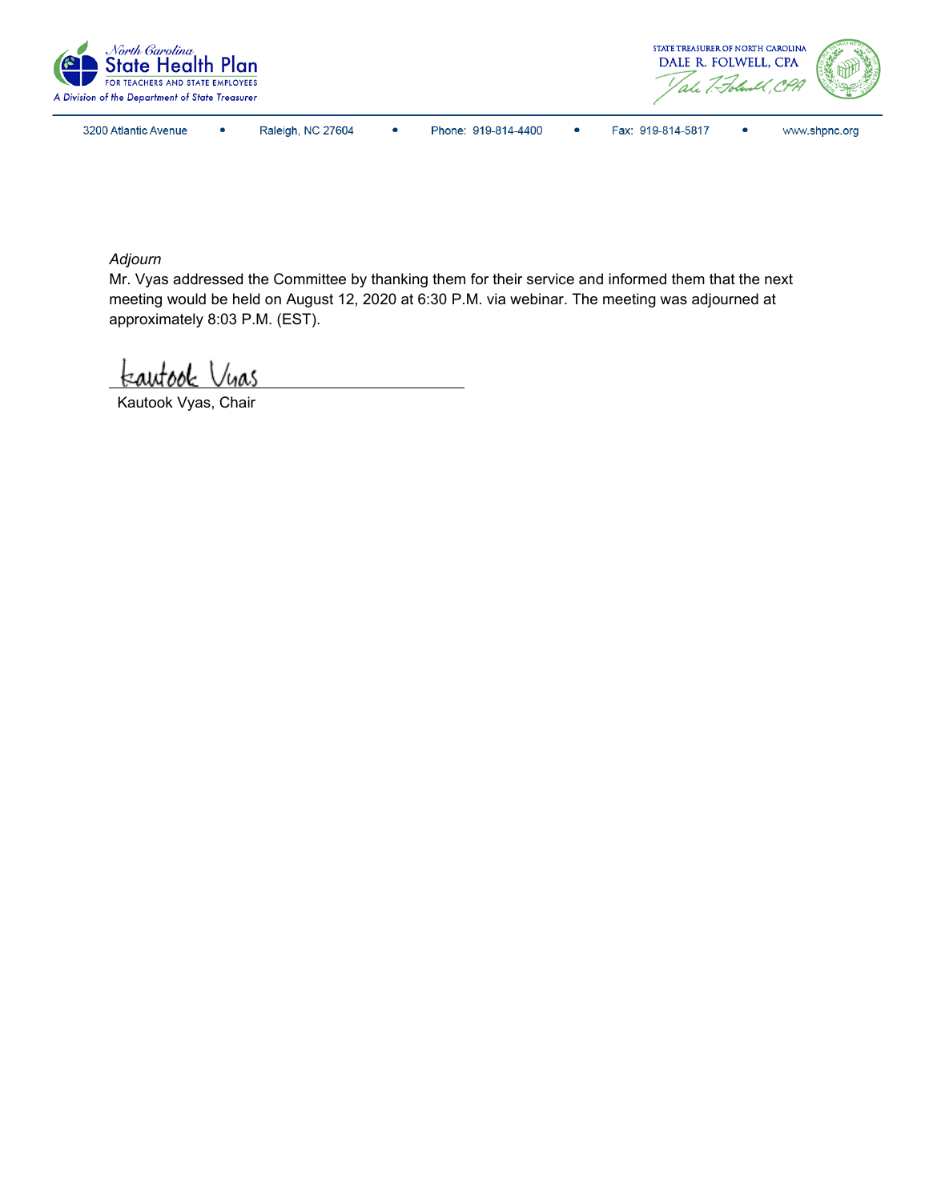*Adjourn*

Mr. Vyas addressed the Committee by thanking them for their service and informed them that the next meeting would be held on August 12, 2020 at 6:30 P.M. via webinar. The meeting was adjourned at approximately 8:03 P.M. (EST).

Kautook Vyas
_______________________________
Kautook Vyas, Chair